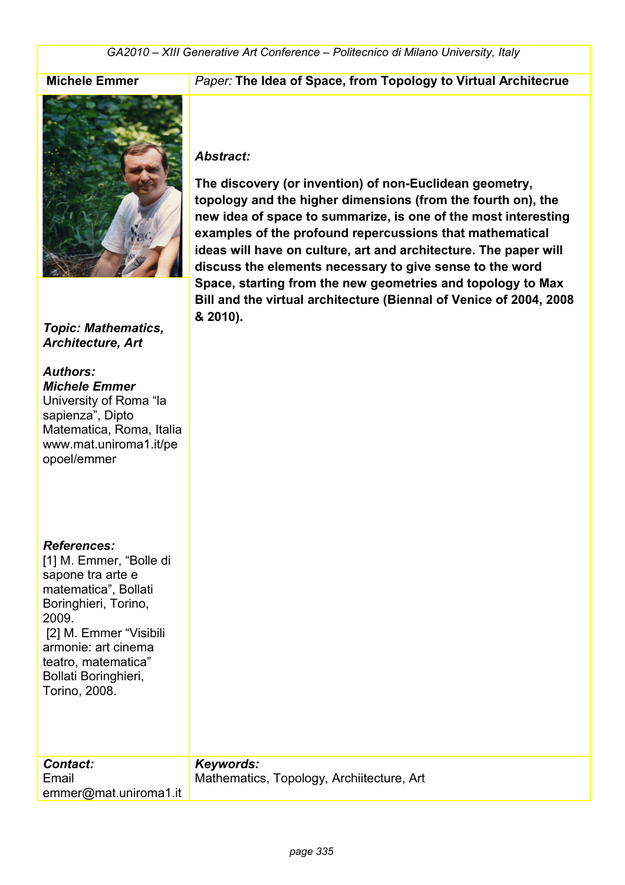**Michele Emmer**

*Paper:* **The Idea of Space, from Topology to Virtual Architecrue**

***Abstract:***

**The discovery (or invention) of non-Euclidean geometry, topology and the higher dimensions (from the fourth on), the new idea of space to summarize, is one of the most interesting examples of the profound repercussions that mathematical ideas will have on culture, art and architecture. The paper will discuss the elements necessary to give sense to the word Space, starting from the new geometries and topology to Max Bill and the virtual architecture (Biennal of Venice of 2004, 2008 & 2010).**

***Topic: Mathematics, Architecture, Art***

***Authors:***
***Michele Emmer***
University of Roma "la sapienza", Dipto Matematica, Roma, Italia
www.mat.uniroma1.it/peopoel/emmer

***References:***
[1] M. Emmer, "Bolle di sapone tra arte e matematica", Bollati Boringhieri, Torino, 2009.
[2] M. Emmer "Visibili armonie: art cinema teatro, matematica" Bollati Boringhieri, Torino, 2008.

***Contact:***
Email
emmer@mat.uniroma1.it

***Keywords:***
Mathematics, Topology, Archiitecture, Art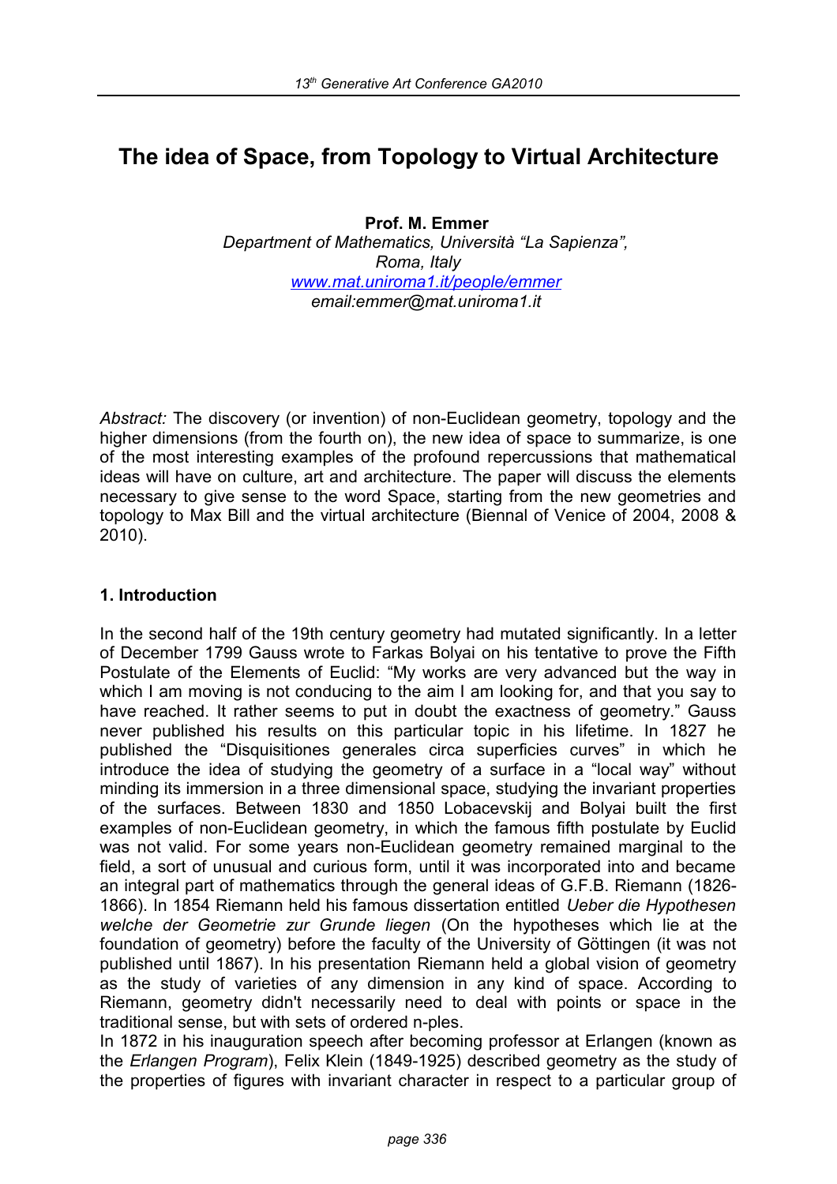# The idea of Space, from Topology to Virtual Architecture

**Prof. M. Emmer**

*Department of Mathematics, Università "La Sapienza", Roma, Italy*
*www.mat.uniroma1.it/people/emmer*
*email:emmer@mat.uniroma1.it*

*Abstract:* The discovery (or invention) of non-Euclidean geometry, topology and the higher dimensions (from the fourth on), the new idea of space to summarize, is one of the most interesting examples of the profound repercussions that mathematical ideas will have on culture, art and architecture. The paper will discuss the elements necessary to give sense to the word Space, starting from the new geometries and topology to Max Bill and the virtual architecture (Biennal of Venice of 2004, 2008 & 2010).

## 1. Introduction

In the second half of the 19th century geometry had mutated significantly. In a letter of December 1799 Gauss wrote to Farkas Bolyai on his tentative to prove the Fifth Postulate of the Elements of Euclid: "My works are very advanced but the way in which I am moving is not conducing to the aim I am looking for, and that you say to have reached. It rather seems to put in doubt the exactness of geometry." Gauss never published his results on this particular topic in his lifetime. In 1827 he published the "Disquisitiones generales circa superficies curves" in which he introduce the idea of studying the geometry of a surface in a "local way" without minding its immersion in a three dimensional space, studying the invariant properties of the surfaces. Between 1830 and 1850 Lobacevskij and Bolyai built the first examples of non-Euclidean geometry, in which the famous fifth postulate by Euclid was not valid. For some years non-Euclidean geometry remained marginal to the field, a sort of unusual and curious form, until it was incorporated into and became an integral part of mathematics through the general ideas of G.F.B. Riemann (1826-1866). In 1854 Riemann held his famous dissertation entitled *Ueber die Hypothesen welche der Geometrie zur Grunde liegen* (On the hypotheses which lie at the foundation of geometry) before the faculty of the University of Göttingen (it was not published until 1867). In his presentation Riemann held a global vision of geometry as the study of varieties of any dimension in any kind of space. According to Riemann, geometry didn't necessarily need to deal with points or space in the traditional sense, but with sets of ordered n-ples.

In 1872 in his inauguration speech after becoming professor at Erlangen (known as the *Erlangen Program*), Felix Klein (1849-1925) described geometry as the study of the properties of figures with invariant character in respect to a particular group of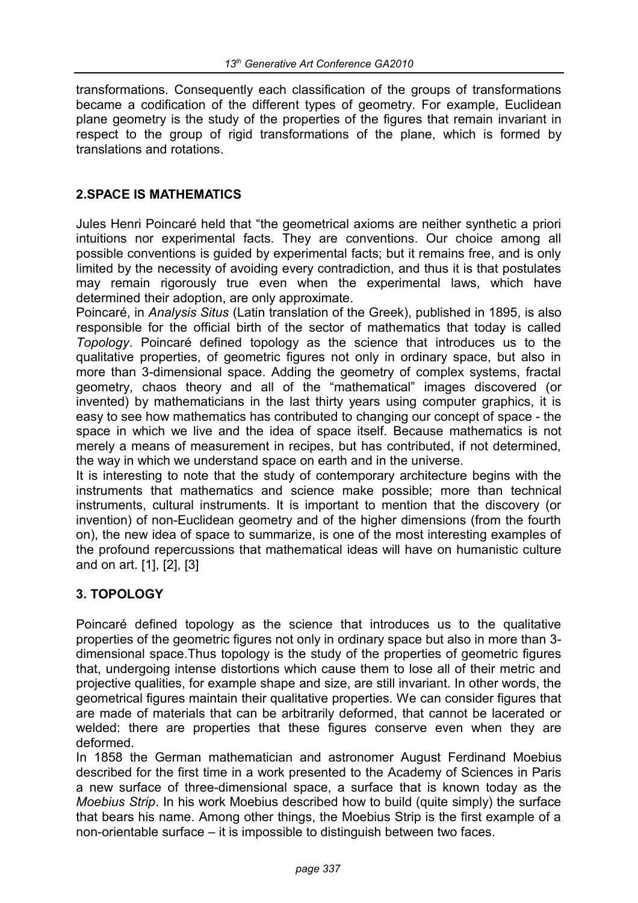transformations. Consequently each classification of the groups of transformations became a codification of the different types of geometry. For example, Euclidean plane geometry is the study of the properties of the figures that remain invariant in respect to the group of rigid transformations of the plane, which is formed by translations and rotations.

## 2.SPACE IS MATHEMATICS

Jules Henri Poincaré held that "the geometrical axioms are neither synthetic a priori intuitions nor experimental facts. They are conventions. Our choice among all possible conventions is guided by experimental facts; but it remains free, and is only limited by the necessity of avoiding every contradiction, and thus it is that postulates may remain rigorously true even when the experimental laws, which have determined their adoption, are only approximate.

Poincaré, in *Analysis Situs* (Latin translation of the Greek), published in 1895, is also responsible for the official birth of the sector of mathematics that today is called *Topology*. Poincaré defined topology as the science that introduces us to the qualitative properties, of geometric figures not only in ordinary space, but also in more than 3-dimensional space. Adding the geometry of complex systems, fractal geometry, chaos theory and all of the "mathematical" images discovered (or invented) by mathematicians in the last thirty years using computer graphics, it is easy to see how mathematics has contributed to changing our concept of space - the space in which we live and the idea of space itself. Because mathematics is not merely a means of measurement in recipes, but has contributed, if not determined, the way in which we understand space on earth and in the universe.

It is interesting to note that the study of contemporary architecture begins with the instruments that mathematics and science make possible; more than technical instruments, cultural instruments. It is important to mention that the discovery (or invention) of non-Euclidean geometry and of the higher dimensions (from the fourth on), the new idea of space to summarize, is one of the most interesting examples of the profound repercussions that mathematical ideas will have on humanistic culture and on art. [1], [2], [3]

## 3. TOPOLOGY

Poincaré defined topology as the science that introduces us to the qualitative properties of the geometric figures not only in ordinary space but also in more than 3-dimensional space.Thus topology is the study of the properties of geometric figures that, undergoing intense distortions which cause them to lose all of their metric and projective qualities, for example shape and size, are still invariant. In other words, the geometrical figures maintain their qualitative properties. We can consider figures that are made of materials that can be arbitrarily deformed, that cannot be lacerated or welded: there are properties that these figures conserve even when they are deformed.

In 1858 the German mathematician and astronomer August Ferdinand Moebius described for the first time in a work presented to the Academy of Sciences in Paris a new surface of three-dimensional space, a surface that is known today as the *Moebius Strip*. In his work Moebius described how to build (quite simply) the surface that bears his name. Among other things, the Moebius Strip is the first example of a non-orientable surface – it is impossible to distinguish between two faces.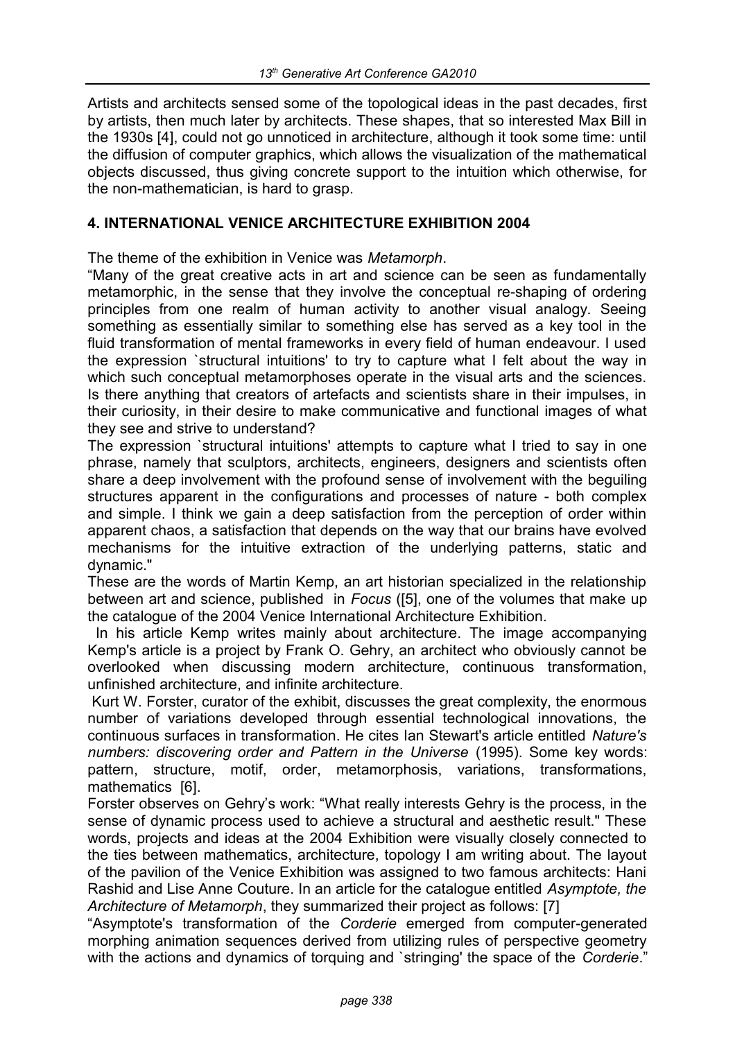Artists and architects sensed some of the topological ideas in the past decades, first by artists, then much later by architects. These shapes, that so interested Max Bill in the 1930s [4], could not go unnoticed in architecture, although it took some time: until the diffusion of computer graphics, which allows the visualization of the mathematical objects discussed, thus giving concrete support to the intuition which otherwise, for the non-mathematician, is hard to grasp.

## 4. INTERNATIONAL VENICE ARCHITECTURE EXHIBITION 2004

The theme of the exhibition in Venice was *Metamorph*.

"Many of the great creative acts in art and science can be seen as fundamentally metamorphic, in the sense that they involve the conceptual re-shaping of ordering principles from one realm of human activity to another visual analogy. Seeing something as essentially similar to something else has served as a key tool in the fluid transformation of mental frameworks in every field of human endeavour. I used the expression `structural intuitions' to try to capture what I felt about the way in which such conceptual metamorphoses operate in the visual arts and the sciences. Is there anything that creators of artefacts and scientists share in their impulses, in their curiosity, in their desire to make communicative and functional images of what they see and strive to understand?

The expression `structural intuitions' attempts to capture what I tried to say in one phrase, namely that sculptors, architects, engineers, designers and scientists often share a deep involvement with the profound sense of involvement with the beguiling structures apparent in the configurations and processes of nature - both complex and simple. I think we gain a deep satisfaction from the perception of order within apparent chaos, a satisfaction that depends on the way that our brains have evolved mechanisms for the intuitive extraction of the underlying patterns, static and dynamic."

These are the words of Martin Kemp, an art historian specialized in the relationship between art and science, published in *Focus* ([5], one of the volumes that make up the catalogue of the 2004 Venice International Architecture Exhibition.

In his article Kemp writes mainly about architecture. The image accompanying Kemp's article is a project by Frank O. Gehry, an architect who obviously cannot be overlooked when discussing modern architecture, continuous transformation, unfinished architecture, and infinite architecture.

Kurt W. Forster, curator of the exhibit, discusses the great complexity, the enormous number of variations developed through essential technological innovations, the continuous surfaces in transformation. He cites Ian Stewart's article entitled *Nature's numbers: discovering order and Pattern in the Universe* (1995). Some key words: pattern, structure, motif, order, metamorphosis, variations, transformations, mathematics [6].

Forster observes on Gehry's work: "What really interests Gehry is the process, in the sense of dynamic process used to achieve a structural and aesthetic result." These words, projects and ideas at the 2004 Exhibition were visually closely connected to the ties between mathematics, architecture, topology I am writing about. The layout of the pavilion of the Venice Exhibition was assigned to two famous architects: Hani Rashid and Lise Anne Couture. In an article for the catalogue entitled *Asymptote, the Architecture of Metamorph*, they summarized their project as follows: [7]

"Asymptote's transformation of the *Corderie* emerged from computer-generated morphing animation sequences derived from utilizing rules of perspective geometry with the actions and dynamics of torquing and `stringing' the space of the *Corderie*."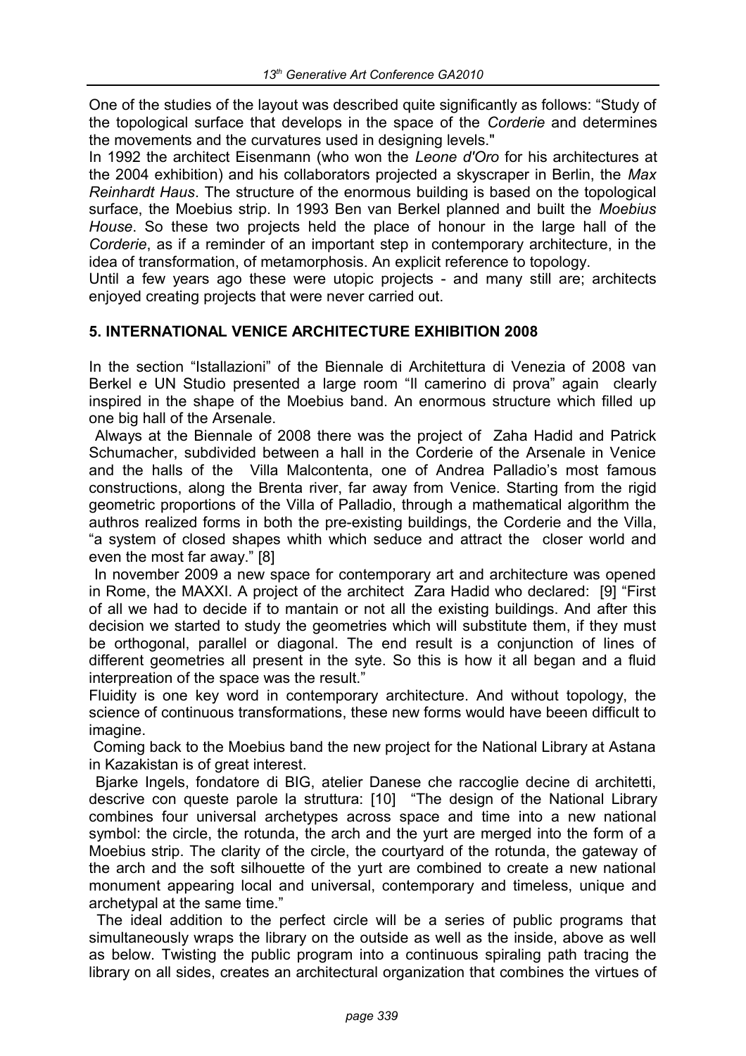One of the studies of the layout was described quite significantly as follows: "Study of the topological surface that develops in the space of the *Corderie* and determines the movements and the curvatures used in designing levels."

In 1992 the architect Eisenmann (who won the *Leone d'Oro* for his architectures at the 2004 exhibition) and his collaborators projected a skyscraper in Berlin, the *Max Reinhardt Haus*. The structure of the enormous building is based on the topological surface, the Moebius strip. In 1993 Ben van Berkel planned and built the *Moebius House*. So these two projects held the place of honour in the large hall of the *Corderie*, as if a reminder of an important step in contemporary architecture, in the idea of transformation, of metamorphosis. An explicit reference to topology.

Until a few years ago these were utopic projects - and many still are; architects enjoyed creating projects that were never carried out.

## 5. INTERNATIONAL VENICE ARCHITECTURE EXHIBITION 2008

In the section "Istallazioni" of the Biennale di Architettura di Venezia of 2008 van Berkel e UN Studio presented a large room "Il camerino di prova" again clearly inspired in the shape of the Moebius band. An enormous structure which filled up one big hall of the Arsenale.

Always at the Biennale of 2008 there was the project of Zaha Hadid and Patrick Schumacher, subdivided between a hall in the Corderie of the Arsenale in Venice and the halls of the Villa Malcontenta, one of Andrea Palladio's most famous constructions, along the Brenta river, far away from Venice. Starting from the rigid geometric proportions of the Villa of Palladio, through a mathematical algorithm the authros realized forms in both the pre-existing buildings, the Corderie and the Villa, "a system of closed shapes whith which seduce and attract the closer world and even the most far away." [8]

In november 2009 a new space for contemporary art and architecture was opened in Rome, the MAXXI. A project of the architect Zara Hadid who declared: [9] "First of all we had to decide if to mantain or not all the existing buildings. And after this decision we started to study the geometries which will substitute them, if they must be orthogonal, parallel or diagonal. The end result is a conjunction of lines of different geometries all present in the syte. So this is how it all began and a fluid interpreation of the space was the result."

Fluidity is one key word in contemporary architecture. And without topology, the science of continuous transformations, these new forms would have beeen difficult to imagine.

Coming back to the Moebius band the new project for the National Library at Astana in Kazakistan is of great interest.

Bjarke Ingels, fondatore di BIG, atelier Danese che raccoglie decine di architetti, descrive con queste parole la struttura: [10] "The design of the National Library combines four universal archetypes across space and time into a new national symbol: the circle, the rotunda, the arch and the yurt are merged into the form of a Moebius strip. The clarity of the circle, the courtyard of the rotunda, the gateway of the arch and the soft silhouette of the yurt are combined to create a new national monument appearing local and universal, contemporary and timeless, unique and archetypal at the same time."

The ideal addition to the perfect circle will be a series of public programs that simultaneously wraps the library on the outside as well as the inside, above as well as below. Twisting the public program into a continuous spiraling path tracing the library on all sides, creates an architectural organization that combines the virtues of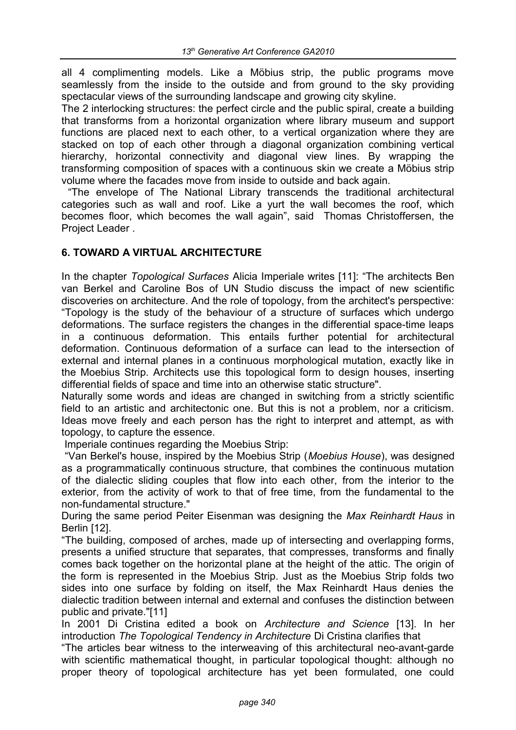all 4 complimenting models. Like a Möbius strip, the public programs move seamlessly from the inside to the outside and from ground to the sky providing spectacular views of the surrounding landscape and growing city skyline.

The 2 interlocking structures: the perfect circle and the public spiral, create a building that transforms from a horizontal organization where library museum and support functions are placed next to each other, to a vertical organization where they are stacked on top of each other through a diagonal organization combining vertical hierarchy, horizontal connectivity and diagonal view lines. By wrapping the transforming composition of spaces with a continuous skin we create a Möbius strip volume where the facades move from inside to outside and back again.

"The envelope of The National Library transcends the traditional architectural categories such as wall and roof. Like a yurt the wall becomes the roof, which becomes floor, which becomes the wall again", said Thomas Christoffersen, the Project Leader .

## 6. TOWARD A VIRTUAL ARCHITECTURE

In the chapter *Topological Surfaces* Alicia Imperiale writes [11]: "The architects Ben van Berkel and Caroline Bos of UN Studio discuss the impact of new scientific discoveries on architecture. And the role of topology, from the architect's perspective: "Topology is the study of the behaviour of a structure of surfaces which undergo deformations. The surface registers the changes in the differential space-time leaps in a continuous deformation. This entails further potential for architectural deformation. Continuous deformation of a surface can lead to the intersection of external and internal planes in a continuous morphological mutation, exactly like in the Moebius Strip. Architects use this topological form to design houses, inserting differential fields of space and time into an otherwise static structure".

Naturally some words and ideas are changed in switching from a strictly scientific field to an artistic and architectonic one. But this is not a problem, nor a criticism. Ideas move freely and each person has the right to interpret and attempt, as with topology, to capture the essence.

Imperiale continues regarding the Moebius Strip:

"Van Berkel's house, inspired by the Moebius Strip (*Moebius House*), was designed as a programmatically continuous structure, that combines the continuous mutation of the dialectic sliding couples that flow into each other, from the interior to the exterior, from the activity of work to that of free time, from the fundamental to the non-fundamental structure."

During the same period Peiter Eisenman was designing the *Max Reinhardt Haus* in Berlin [12].

"The building, composed of arches, made up of intersecting and overlapping forms, presents a unified structure that separates, that compresses, transforms and finally comes back together on the horizontal plane at the height of the attic. The origin of the form is represented in the Moebius Strip. Just as the Moebius Strip folds two sides into one surface by folding on itself, the Max Reinhardt Haus denies the dialectic tradition between internal and external and confuses the distinction between public and private."[11]

In 2001 Di Cristina edited a book on *Architecture and Science* [13]. In her introduction *The Topological Tendency in Architecture* Di Cristina clarifies that

"The articles bear witness to the interweaving of this architectural neo-avant-garde with scientific mathematical thought, in particular topological thought: although no proper theory of topological architecture has yet been formulated, one could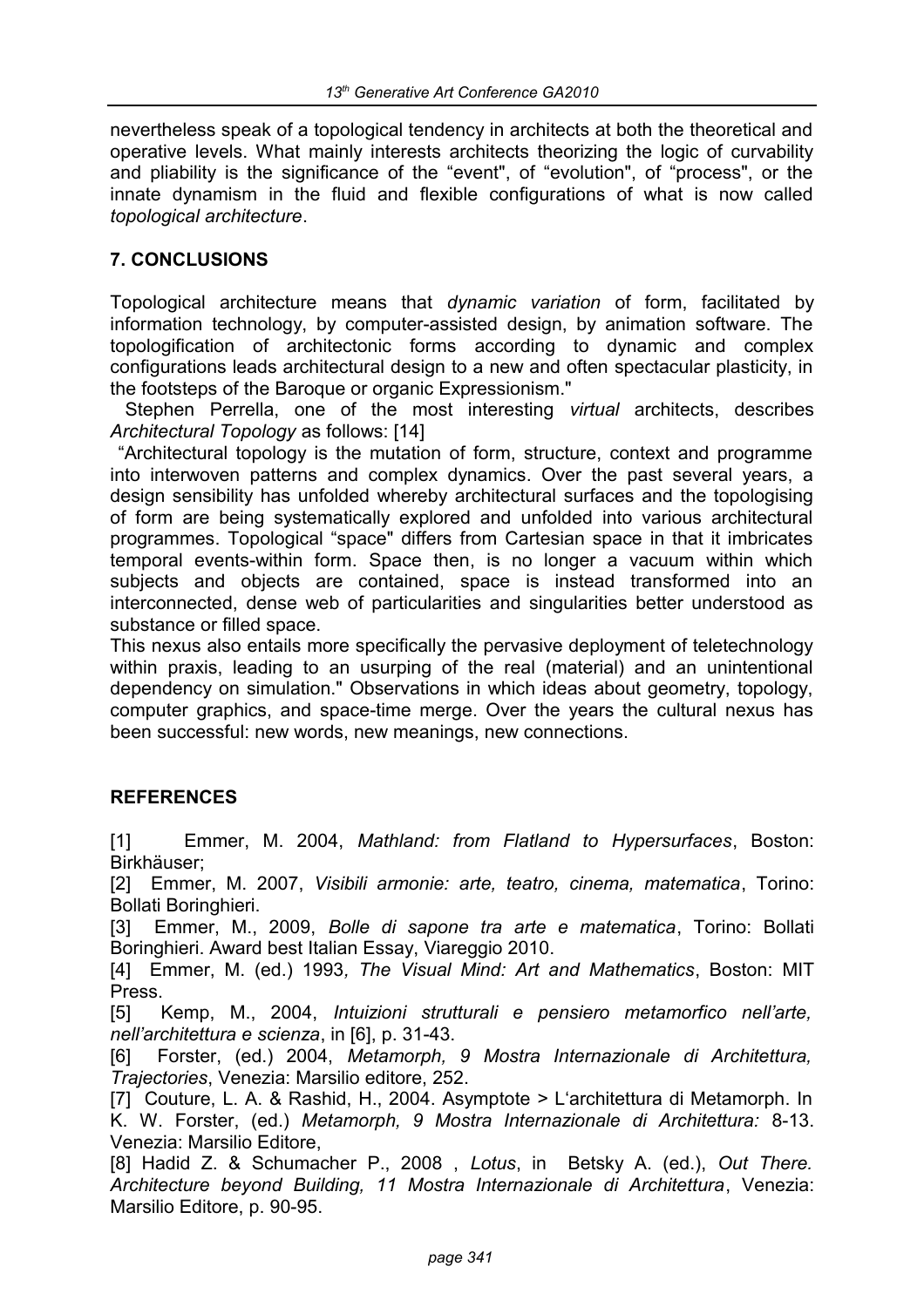nevertheless speak of a topological tendency in architects at both the theoretical and operative levels. What mainly interests architects theorizing the logic of curvability and pliability is the significance of the "event", of "evolution", of "process", or the innate dynamism in the fluid and flexible configurations of what is now called *topological architecture*.

## 7. CONCLUSIONS

Topological architecture means that *dynamic variation* of form, facilitated by information technology, by computer-assisted design, by animation software. The topologification of architectonic forms according to dynamic and complex configurations leads architectural design to a new and often spectacular plasticity, in the footsteps of the Baroque or organic Expressionism."

Stephen Perrella, one of the most interesting *virtual* architects, describes *Architectural Topology* as follows: [14]

"Architectural topology is the mutation of form, structure, context and programme into interwoven patterns and complex dynamics. Over the past several years, a design sensibility has unfolded whereby architectural surfaces and the topologising of form are being systematically explored and unfolded into various architectural programmes. Topological "space" differs from Cartesian space in that it imbricates temporal events-within form. Space then, is no longer a vacuum within which subjects and objects are contained, space is instead transformed into an interconnected, dense web of particularities and singularities better understood as substance or filled space.

This nexus also entails more specifically the pervasive deployment of teletechnology within praxis, leading to an usurping of the real (material) and an unintentional dependency on simulation." Observations in which ideas about geometry, topology, computer graphics, and space-time merge. Over the years the cultural nexus has been successful: new words, new meanings, new connections.

## REFERENCES

[1] Emmer, M. 2004, *Mathland: from Flatland to Hypersurfaces*, Boston: Birkhäuser;

[2] Emmer, M. 2007, *Visibili armonie: arte, teatro, cinema, matematica*, Torino: Bollati Boringhieri.

[3] Emmer, M., 2009, *Bolle di sapone tra arte e matematica*, Torino: Bollati Boringhieri. Award best Italian Essay, Viareggio 2010.

[4] Emmer, M. (ed.) 1993*, The Visual Mind: Art and Mathematics*, Boston: MIT Press.

[5] Kemp, M., 2004, *Intuizioni strutturali e pensiero metamorfico nell'arte, nell'architettura e scienza*, in [6], p. 31-43.

[6] Forster, (ed.) 2004, *Metamorph, 9 Mostra Internazionale di Architettura, Trajectories*, Venezia: Marsilio editore, 252.

[7] Couture, L. A. & Rashid, H., 2004. Asymptote > L'architettura di Metamorph. In K. W. Forster, (ed.) *Metamorph, 9 Mostra Internazionale di Architettura:* 8-13. Venezia: Marsilio Editore,

[8] Hadid Z. & Schumacher P., 2008 , *Lotus*, in Betsky A. (ed.), *Out There. Architecture beyond Building, 11 Mostra Internazionale di Architettura*, Venezia: Marsilio Editore, p. 90-95.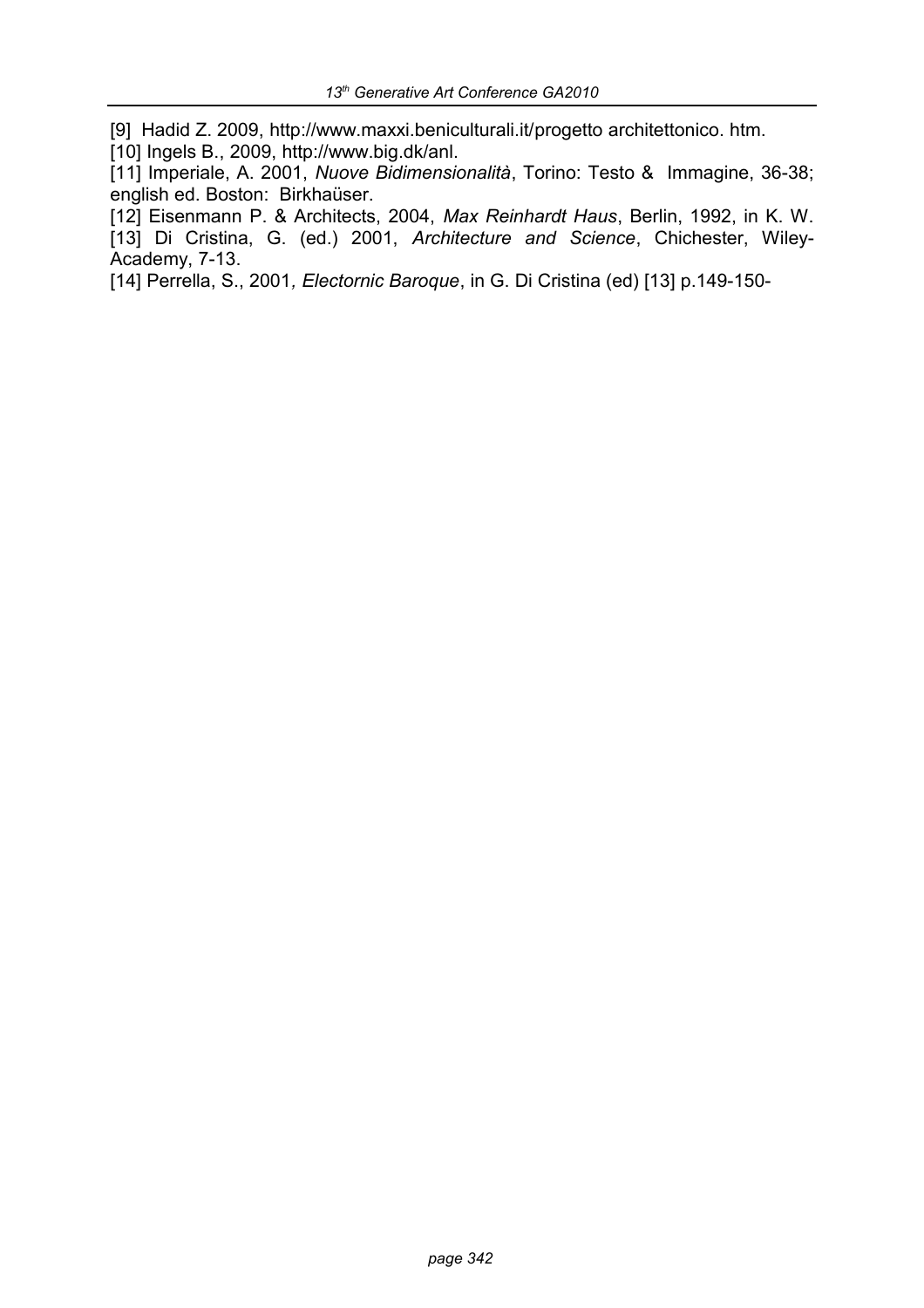[9] Hadid Z. 2009, http://www.maxxi.beniculturali.it/progetto architettonico. htm.

[10] Ingels B., 2009, http://www.big.dk/anl.

[11] Imperiale, A. 2001, *Nuove Bidimensionalità*, Torino: Testo & Immagine, 36-38; english ed. Boston: Birkhaüser.

[12] Eisenmann P. & Architects, 2004, *Max Reinhardt Haus*, Berlin, 1992, in K. W.

[13] Di Cristina, G. (ed.) 2001, *Architecture and Science*, Chichester, Wiley-Academy, 7-13.

[14] Perrella, S., 2001*, Electornic Baroque*, in G. Di Cristina (ed) [13] p.149-150-